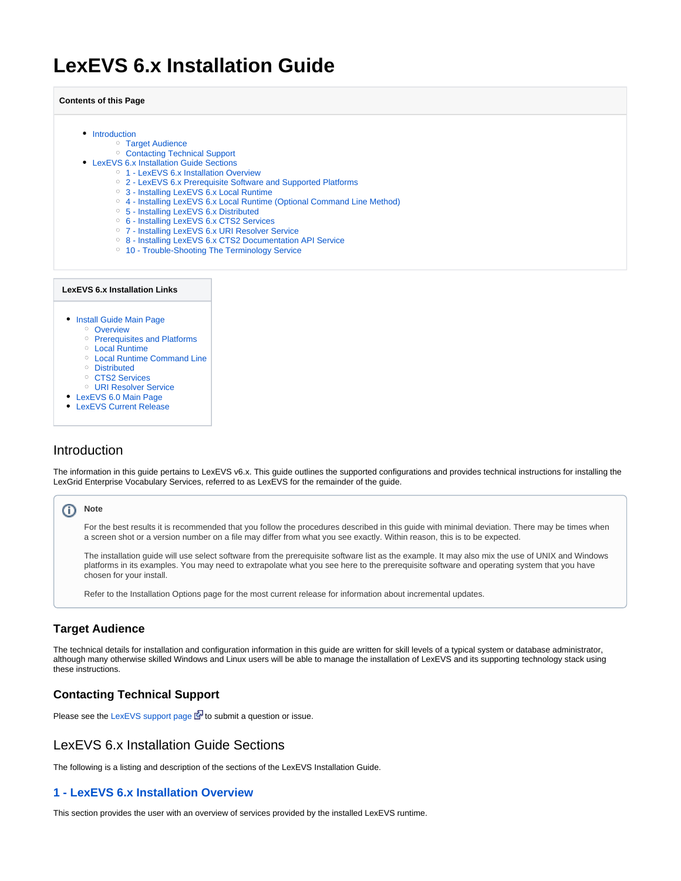# LexEVS 6.x Installation Guide

**Contents of this Page**

- Introduction
  - Target Audience
  - Contacting Technical Support
- LexEVS 6.x Installation Guide Sections
  - 1 - LexEVS 6.x Installation Overview
  - 2 - LexEVS 6.x Prerequisite Software and Supported Platforms
  - 3 - Installing LexEVS 6.x Local Runtime
  - 4 - Installing LexEVS 6.x Local Runtime (Optional Command Line Method)
  - 5 - Installing LexEVS 6.x Distributed
  - 6 - Installing LexEVS 6.x CTS2 Services
  - 7 - Installing LexEVS 6.x URI Resolver Service
  - 8 - Installing LexEVS 6.x CTS2 Documentation API Service
  - 10 - Trouble-Shooting The Terminology Service

**LexEVS 6.x Installation Links**

- Install Guide Main Page
  - Overview
  - Prerequisites and Platforms
  - Local Runtime
  - Local Runtime Command Line
  - Distributed
  - CTS2 Services
  - URI Resolver Service
- LexEVS 6.0 Main Page
- LexEVS Current Release

## Introduction

The information in this guide pertains to LexEVS v6.x. This guide outlines the supported configurations and provides technical instructions for installing the LexGrid Enterprise Vocabulary Services, referred to as LexEVS for the remainder of the guide.

> **Note**
>
> For the best results it is recommended that you follow the procedures described in this guide with minimal deviation. There may be times when a screen shot or a version number on a file may differ from what you see exactly. Within reason, this is to be expected.
>
> The installation guide will use select software from the prerequisite software list as the example. It may also mix the use of UNIX and Windows platforms in its examples. You may need to extrapolate what you see here to the prerequisite software and operating system that you have chosen for your install.
>
> Refer to the Installation Options page for the most current release for information about incremental updates.

### Target Audience

The technical details for installation and configuration information in this guide are written for skill levels of a typical system or database administrator, although many otherwise skilled Windows and Linux users will be able to manage the installation of LexEVS and its supporting technology stack using these instructions.

### Contacting Technical Support

Please see the LexEVS support page to submit a question or issue.

## LexEVS 6.x Installation Guide Sections

The following is a listing and description of the sections of the LexEVS Installation Guide.

### 1 - LexEVS 6.x Installation Overview

This section provides the user with an overview of services provided by the installed LexEVS runtime.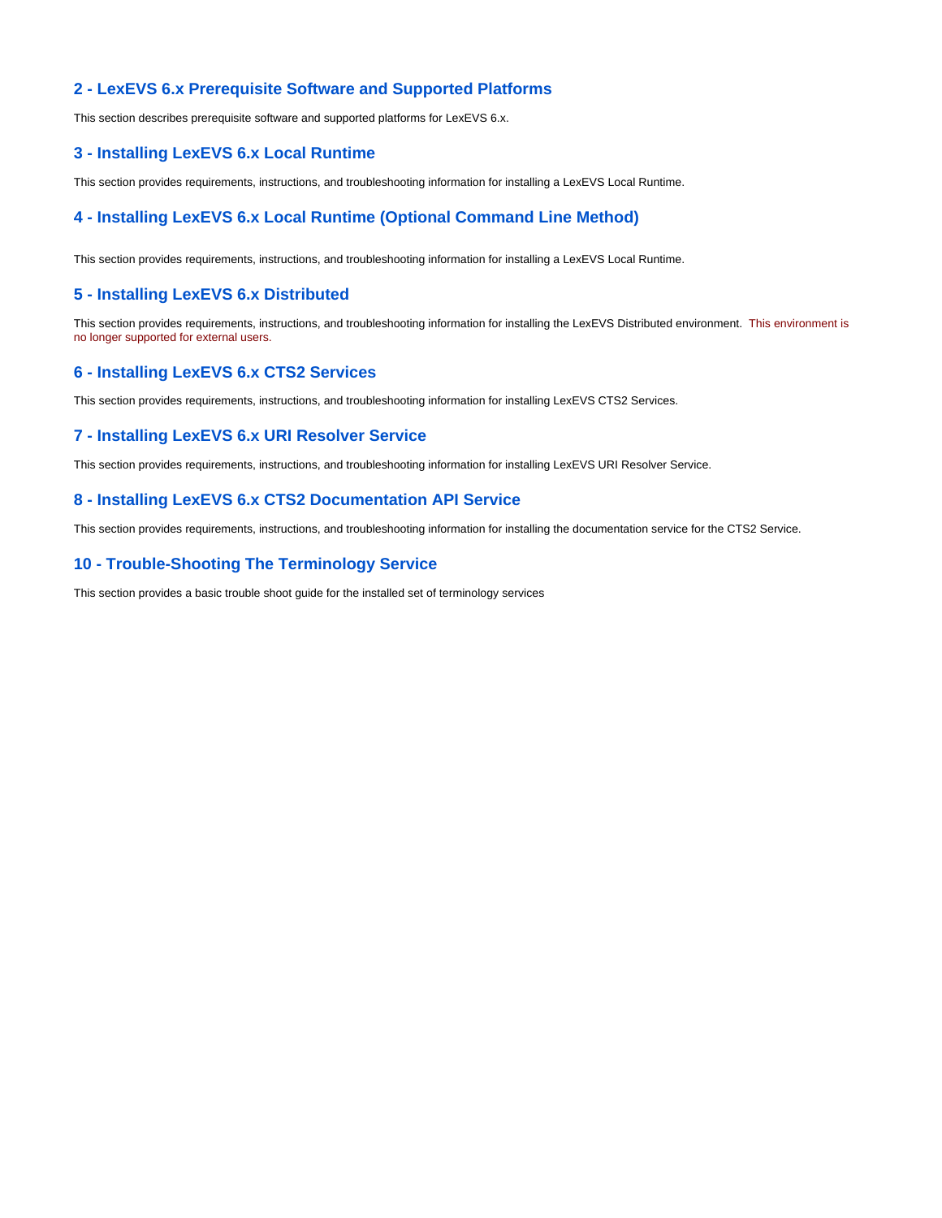## 2 - LexEVS 6.x Prerequisite Software and Supported Platforms

This section describes prerequisite software and supported platforms for LexEVS 6.x.

## 3 - Installing LexEVS 6.x Local Runtime

This section provides requirements, instructions, and troubleshooting information for installing a LexEVS Local Runtime.

## 4 - Installing LexEVS 6.x Local Runtime (Optional Command Line Method)

This section provides requirements, instructions, and troubleshooting information for installing a LexEVS Local Runtime.

## 5 - Installing LexEVS 6.x Distributed

This section provides requirements, instructions, and troubleshooting information for installing the LexEVS Distributed environment. This environment is no longer supported for external users.

## 6 - Installing LexEVS 6.x CTS2 Services

This section provides requirements, instructions, and troubleshooting information for installing LexEVS CTS2 Services.

## 7 - Installing LexEVS 6.x URI Resolver Service

This section provides requirements, instructions, and troubleshooting information for installing LexEVS URI Resolver Service.

## 8 - Installing LexEVS 6.x CTS2 Documentation API Service

This section provides requirements, instructions, and troubleshooting information for installing the documentation service for the CTS2 Service.

## 10 - Trouble-Shooting The Terminology Service

This section provides a basic trouble shoot guide for the installed set of terminology services